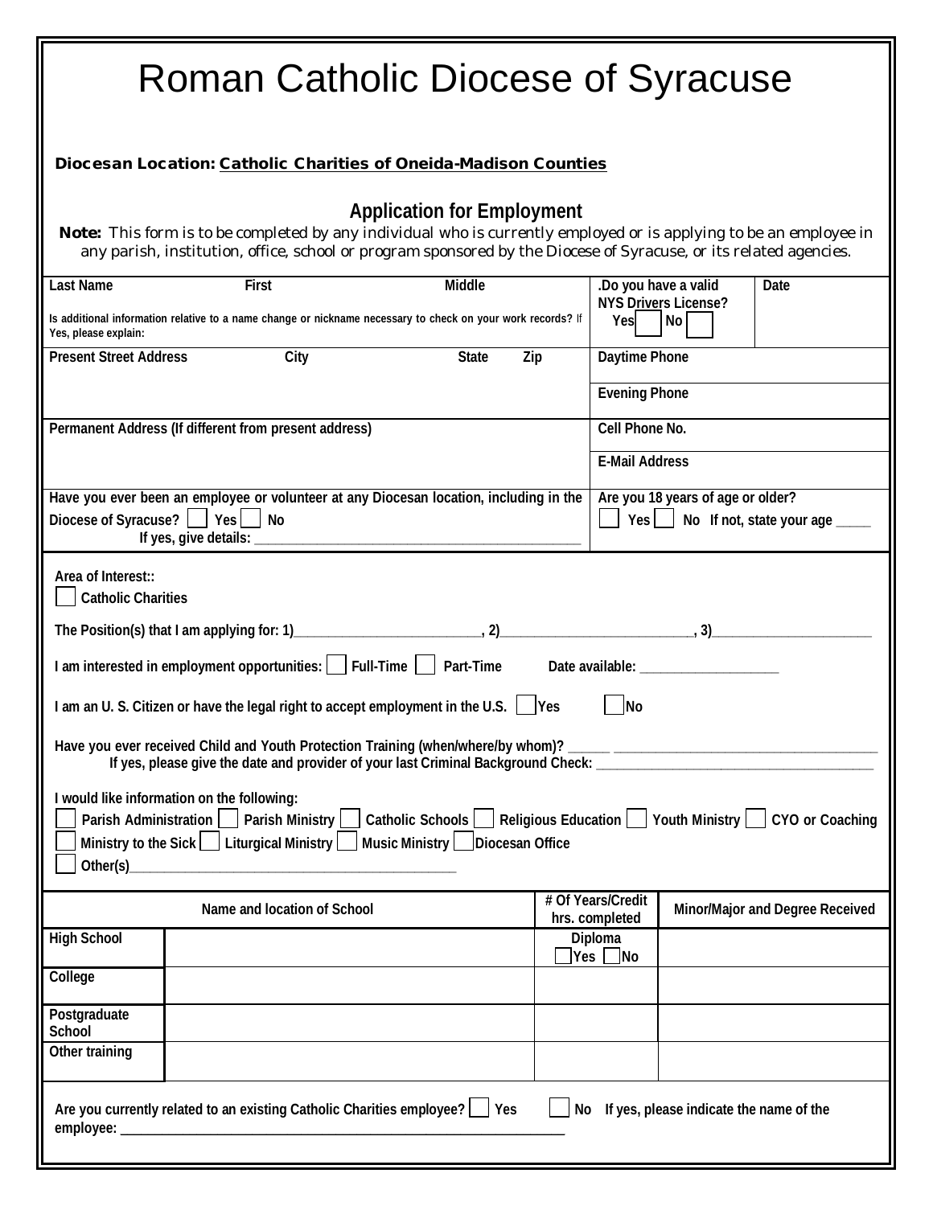# Roman Catholic Diocese of Syracuse

**Diocesan Location:** Catholic Charities of Oneida-Madison Counties

## Application for Employment

**Note:** This form is to be completed by any individual who is currently employed or is applying to be an employee in any parish, institution, office, school or program sponsored by the Diocese of Syracuse, or its related agencies.

| Last Name | First | Middle | .Do you have a valid NYS Drivers License? Yes ☐ No ☐ | Date |
|---|---|---|---|---|
| Is additional information relative to a name change or nickname necessary to check on your work records? If Yes, please explain: | | | | |
| Present Street Address | City | State Zip | Daytime Phone | |
| | | | Evening Phone | |
| Permanent Address (If different from present address) | | | Cell Phone No. | |
| | | | E-Mail Address | |
| Have you ever been an employee or volunteer at any Diocesan location, including in the Diocese of Syracuse? ☐ Yes ☐ No If yes, give details: ____________________ | | | Are you 18 years of age or older? ☐ Yes ☐ No If not, state your age _____ | |

Area of Interest::

☐ Catholic Charities

The Position(s) that I am applying for: 1)__________________________, 2)__________________________, 3)______________________

I am interested in employment opportunities: ☐ Full-Time ☐ Part-Time Date available: ___________________

I am an U. S. Citizen or have the legal right to accept employment in the U.S. ☐ Yes ☐ No

Have you ever received Child and Youth Protection Training (when/where/by whom)? ______ ____________________________________
If yes, please give the date and provider of your last Criminal Background Check: ________________________________________

I would like information on the following:
☐ Parish Administration ☐ Parish Ministry ☐ Catholic Schools ☐ Religious Education ☐ Youth Ministry ☐ CYO or Coaching
☐ Ministry to the Sick ☐ Liturgical Ministry ☐ Music Ministry ☐ Diocesan Office
☐ Other(s)_______________________________________________

| | Name and location of School | # Of Years/Credit hrs. completed | Minor/Major and Degree Received |
|---|---|---|---|
| High School | | Diploma ☐ Yes ☐ No | |
| College | | | |
| Postgraduate School | | | |
| Other training | | | |

Are you currently related to an existing Catholic Charities employee? ☐ Yes ☐ No If yes, please indicate the name of the employee: _________________________________________________________________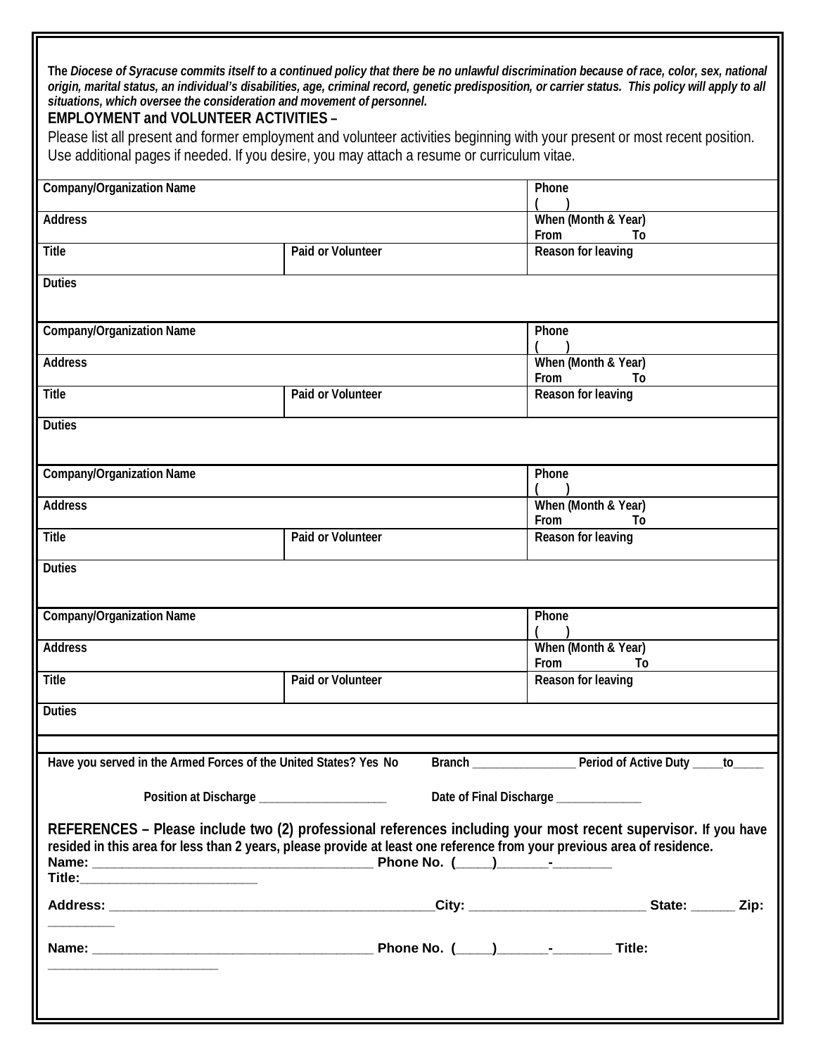The ***Diocese of Syracuse commits itself to a continued policy that there be no unlawful discrimination because of race, color, sex, national origin, marital status, an individual's disabilities, age, criminal record, genetic predisposition, or carrier status. This policy will apply to all situations, which oversee the consideration and movement of personnel.***

**EMPLOYMENT and VOLUNTEER ACTIVITIES –**

Please list all present and former employment and volunteer activities beginning with your present or most recent position. Use additional pages if needed. If you desire, you may attach a resume or curriculum vitae.

| Company/Organization Name | | Phone ( ) |
|---|---|---|
| Address | | When (Month & Year) From To |
| Title | Paid or Volunteer | Reason for leaving |
| Duties | | |

| Company/Organization Name | | Phone ( ) |
|---|---|---|
| Address | | When (Month & Year) From To |
| Title | Paid or Volunteer | Reason for leaving |
| Duties | | |

| Company/Organization Name | | Phone ( ) |
|---|---|---|
| Address | | When (Month & Year) From To |
| Title | Paid or Volunteer | Reason for leaving |
| Duties | | |

| Company/Organization Name | | Phone ( ) |
|---|---|---|
| Address | | When (Month & Year) From To |
| Title | Paid or Volunteer | Reason for leaving |
| Duties | | |

**Have you served in the Armed Forces of the United States? Yes No Branch ________________ Period of Active Duty _____to_____**

**Position at Discharge ____________________ Date of Final Discharge _____________**

**REFERENCES – Please include two (2) professional references including your most recent supervisor. If you have resided in this area for less than 2 years, please provide at least one reference from your previous area of residence.**

**Name: ______________________________________ Phone No. (_____)_______-________ Title:________________________**

**Address: _____________________________________________City: ________________________ State: ______ Zip: _________**

**Name: ______________________________________ Phone No. (_____)_______-________ Title: ________________________**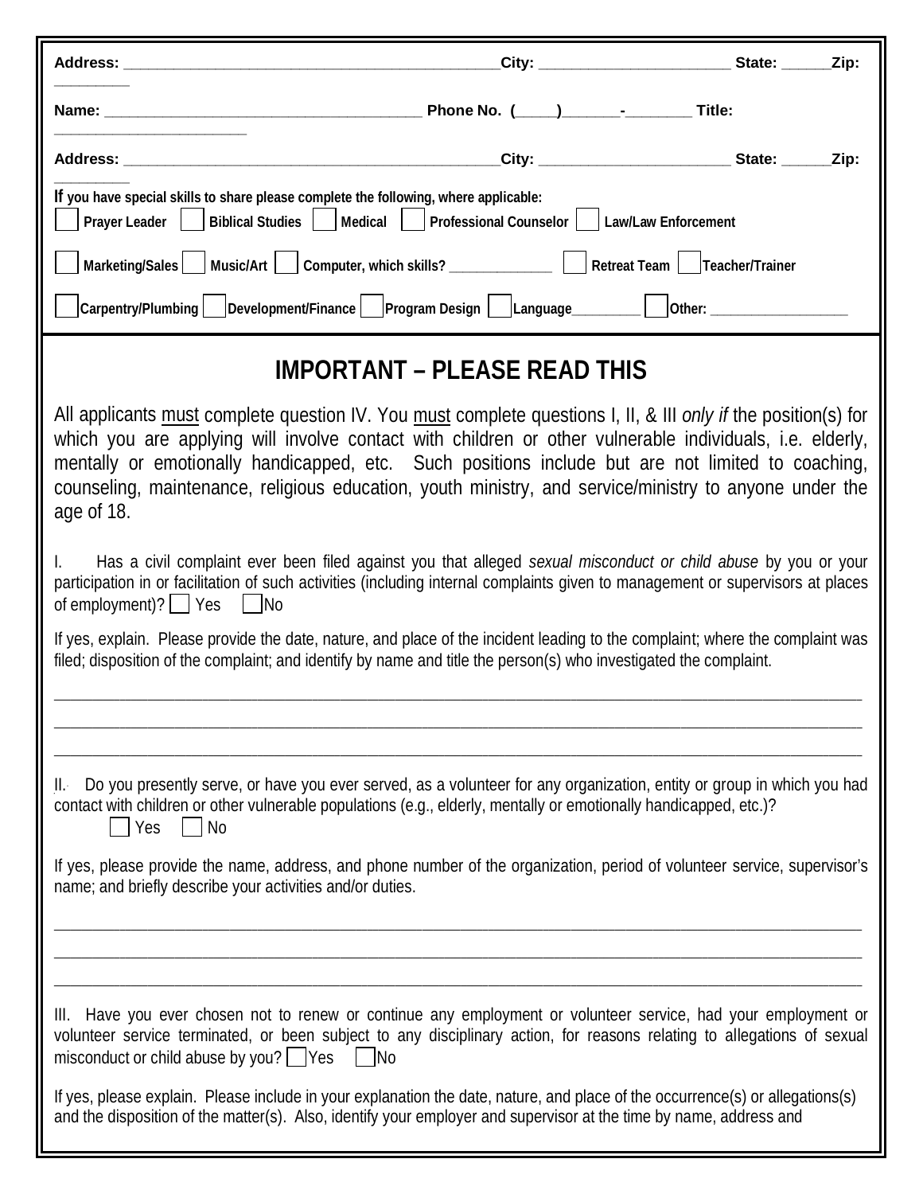Address: _______________________________________________City: _______________________ State: ______Zip: _________

Name: _______________________________________ Phone No. (____)_______-________ Title: _______________________

Address: _______________________________________________City: _______________________ State: ______Zip: _________

If you have special skills to share please complete the following, where applicable:

☐ Prayer Leader ☐ Biblical Studies ☐ Medical ☐ Professional Counselor ☐ Law/Law Enforcement

☐ Marketing/Sales ☐ Music/Art ☐ Computer, which skills? ______________ ☐ Retreat Team ☐ Teacher/Trainer

☐ Carpentry/Plumbing ☐ Development/Finance ☐ Program Design ☐ Language_________ ☐ Other: __________________

# IMPORTANT – PLEASE READ THIS

All applicants must complete question IV. You must complete questions I, II, & III *only if* the position(s) for which you are applying will involve contact with children or other vulnerable individuals, i.e. elderly, mentally or emotionally handicapped, etc. Such positions include but are not limited to coaching, counseling, maintenance, religious education, youth ministry, and service/ministry to anyone under the age of 18.

I. Has a civil complaint ever been filed against you that alleged *sexual misconduct or child abuse* by you or your participation in or facilitation of such activities (including internal complaints given to management or supervisors at places of employment)? ☐ Yes ☐ No

If yes, explain. Please provide the date, nature, and place of the incident leading to the complaint; where the complaint was filed; disposition of the complaint; and identify by name and title the person(s) who investigated the complaint.

______________________________________________________________________________________________

______________________________________________________________________________________________

______________________________________________________________________________________________

II. Do you presently serve, or have you ever served, as a volunteer for any organization, entity or group in which you had contact with children or other vulnerable populations (e.g., elderly, mentally or emotionally handicapped, etc.)?

☐ Yes ☐ No

If yes, please provide the name, address, and phone number of the organization, period of volunteer service, supervisor's name; and briefly describe your activities and/or duties.

______________________________________________________________________________________________

______________________________________________________________________________________________

______________________________________________________________________________________________

III. Have you ever chosen not to renew or continue any employment or volunteer service, had your employment or volunteer service terminated, or been subject to any disciplinary action, for reasons relating to allegations of sexual misconduct or child abuse by you? ☐ Yes ☐ No

If yes, please explain. Please include in your explanation the date, nature, and place of the occurrence(s) or allegations(s) and the disposition of the matter(s). Also, identify your employer and supervisor at the time by name, address and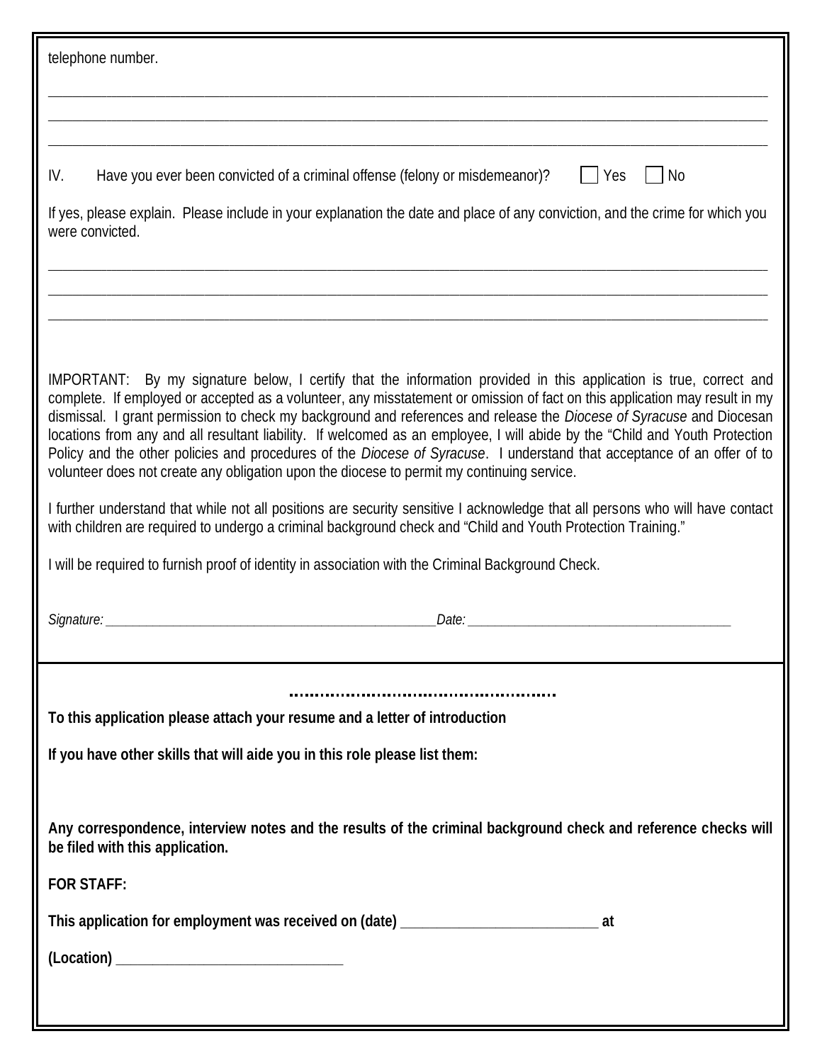telephone number.

\_\_\_\_\_\_\_\_\_\_\_\_\_\_\_\_\_\_\_\_\_\_\_\_\_\_\_\_\_\_\_\_\_\_\_\_\_\_\_\_\_\_\_\_\_\_\_\_\_\_\_\_\_\_\_\_\_\_\_\_\_\_\_\_\_\_\_\_\_\_\_\_\_\_\_\_\_\_\_\_

\_\_\_\_\_\_\_\_\_\_\_\_\_\_\_\_\_\_\_\_\_\_\_\_\_\_\_\_\_\_\_\_\_\_\_\_\_\_\_\_\_\_\_\_\_\_\_\_\_\_\_\_\_\_\_\_\_\_\_\_\_\_\_\_\_\_\_\_\_\_\_\_\_\_\_\_\_\_\_\_

\_\_\_\_\_\_\_\_\_\_\_\_\_\_\_\_\_\_\_\_\_\_\_\_\_\_\_\_\_\_\_\_\_\_\_\_\_\_\_\_\_\_\_\_\_\_\_\_\_\_\_\_\_\_\_\_\_\_\_\_\_\_\_\_\_\_\_\_\_\_\_\_\_\_\_\_\_\_\_\_

IV. Have you ever been convicted of a criminal offense (felony or misdemeanor)? ☐ Yes ☐ No

If yes, please explain. Please include in your explanation the date and place of any conviction, and the crime for which you were convicted.

\_\_\_\_\_\_\_\_\_\_\_\_\_\_\_\_\_\_\_\_\_\_\_\_\_\_\_\_\_\_\_\_\_\_\_\_\_\_\_\_\_\_\_\_\_\_\_\_\_\_\_\_\_\_\_\_\_\_\_\_\_\_\_\_\_\_\_\_\_\_\_\_\_\_\_\_\_\_\_\_

\_\_\_\_\_\_\_\_\_\_\_\_\_\_\_\_\_\_\_\_\_\_\_\_\_\_\_\_\_\_\_\_\_\_\_\_\_\_\_\_\_\_\_\_\_\_\_\_\_\_\_\_\_\_\_\_\_\_\_\_\_\_\_\_\_\_\_\_\_\_\_\_\_\_\_\_\_\_\_\_

\_\_\_\_\_\_\_\_\_\_\_\_\_\_\_\_\_\_\_\_\_\_\_\_\_\_\_\_\_\_\_\_\_\_\_\_\_\_\_\_\_\_\_\_\_\_\_\_\_\_\_\_\_\_\_\_\_\_\_\_\_\_\_\_\_\_\_\_\_\_\_\_\_\_\_\_\_\_\_\_

IMPORTANT: By my signature below, I certify that the information provided in this application is true, correct and complete. If employed or accepted as a volunteer, any misstatement or omission of fact on this application may result in my dismissal. I grant permission to check my background and references and release the *Diocese of Syracuse* and Diocesan locations from any and all resultant liability. If welcomed as an employee, I will abide by the "Child and Youth Protection Policy and the other policies and procedures of the *Diocese of Syracuse*. I understand that acceptance of an offer of to volunteer does not create any obligation upon the diocese to permit my continuing service.

I further understand that while not all positions are security sensitive I acknowledge that all persons who will have contact with children are required to undergo a criminal background check and "Child and Youth Protection Training."

I will be required to furnish proof of identity in association with the Criminal Background Check.

*Signature:* \_\_\_\_\_\_\_\_\_\_\_\_\_\_\_\_\_\_\_\_\_\_\_\_\_\_\_\_\_\_\_\_\_\_\_\_\_\_\_\_\_\_ *Date:* \_\_\_\_\_\_\_\_\_\_\_\_\_\_\_\_\_\_\_\_\_\_\_\_\_\_\_\_\_\_\_\_\_\_\_\_

---

**To this application please attach your resume and a letter of introduction**

**If you have other skills that will aide you in this role please list them:**

**Any correspondence, interview notes and the results of the criminal background check and reference checks will be filed with this application.**

**FOR STAFF:**

**This application for employment was received on (date) \_\_\_\_\_\_\_\_\_\_\_\_\_\_\_\_\_\_\_\_\_\_\_\_\_\_\_ at**

**(Location) \_\_\_\_\_\_\_\_\_\_\_\_\_\_\_\_\_\_\_\_\_\_\_\_\_\_\_\_\_\_\_**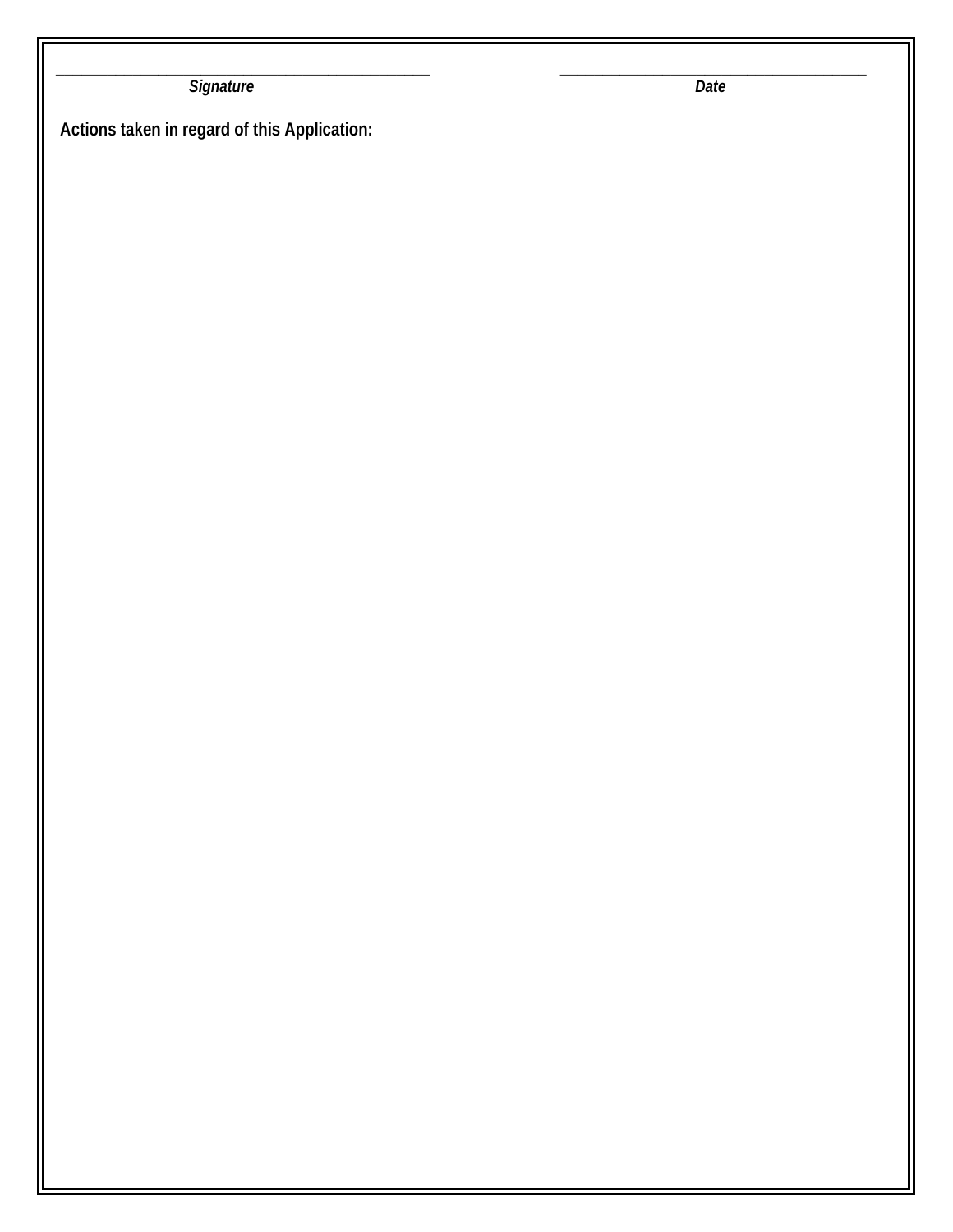\_\_\_\_\_\_\_\_\_\_\_\_\_\_\_\_\_\_\_\_\_\_\_\_\_\_\_\_\_\_\_\_\_\_\_\_\_\_\_\_\_\_\_\_\_\_
*Signature*

\_\_\_\_\_\_\_\_\_\_\_\_\_\_\_\_\_\_\_\_\_\_\_\_\_\_\_\_\_\_\_\_\_\_\_\_\_\_\_\_
*Date*

**Actions taken in regard of this Application:**